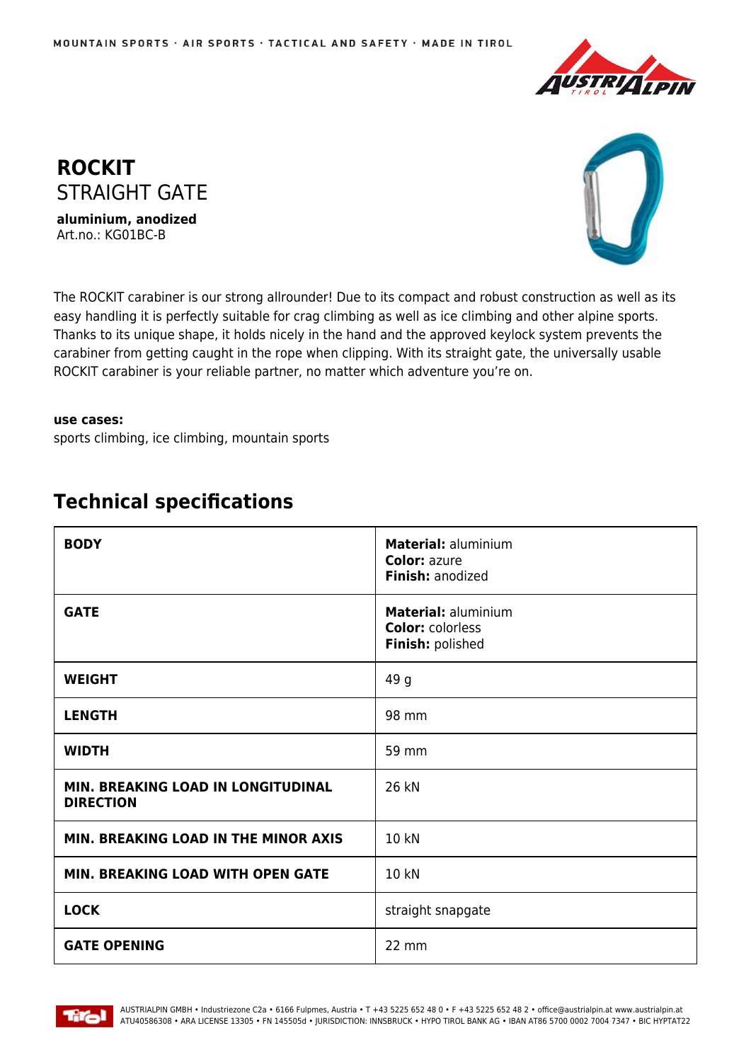# ROCKIT

STRAIGHT GATE

**aluminium, anodized**
Art.no.: KG01BC-B

The ROCKIT carabiner is our strong allrounder! Due to its compact and robust construction as well as its easy handling it is perfectly suitable for crag climbing as well as ice climbing and other alpine sports. Thanks to its unique shape, it holds nicely in the hand and the approved keylock system prevents the carabiner from getting caught in the rope when clipping. With its straight gate, the universally usable ROCKIT carabiner is your reliable partner, no matter which adventure you're on.

**use cases:**
sports climbing, ice climbing, mountain sports

## Technical specifications

| | |
|---|---|
| **BODY** | **Material:** aluminium<br>**Color:** azure<br>**Finish:** anodized |
| **GATE** | **Material:** aluminium<br>**Color:** colorless<br>**Finish:** polished |
| **WEIGHT** | 49 g |
| **LENGTH** | 98 mm |
| **WIDTH** | 59 mm |
| **MIN. BREAKING LOAD IN LONGITUDINAL DIRECTION** | 26 kN |
| **MIN. BREAKING LOAD IN THE MINOR AXIS** | 10 kN |
| **MIN. BREAKING LOAD WITH OPEN GATE** | 10 kN |
| **LOCK** | straight snapgate |
| **GATE OPENING** | 22 mm |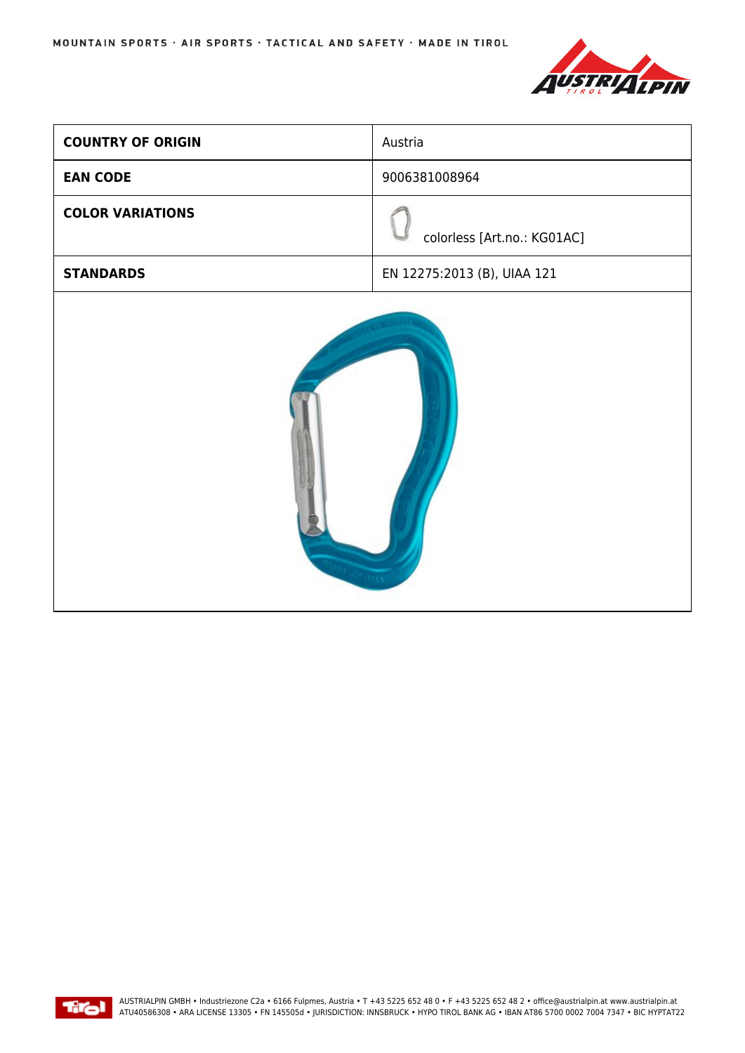| | |
|---|---|
| **COUNTRY OF ORIGIN** | Austria |
| **EAN CODE** | 9006381008964 |
| **COLOR VARIATIONS** | colorless [Art.no.: KG01AC] |
| **STANDARDS** | EN 12275:2013 (B), UIAA 121 |